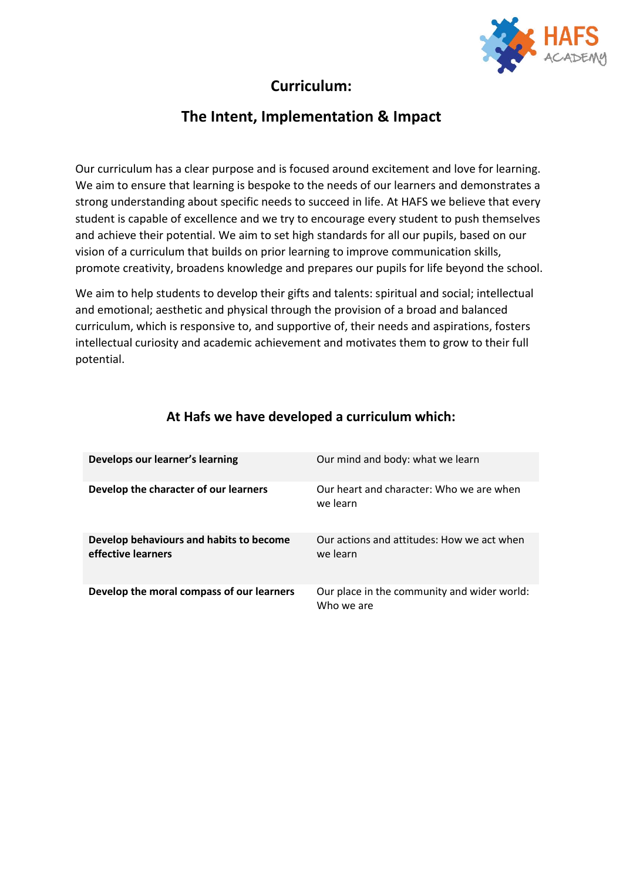# Curriculum:

## The Intent, Implementation & Impact

Our curriculum has a clear purpose and is focused around excitement and love for learning. We aim to ensure that learning is bespoke to the needs of our learners and demonstrates a strong understanding about specific needs to succeed in life. At HAFS we believe that every student is capable of excellence and we try to encourage every student to push themselves and achieve their potential. We aim to set high standards for all our pupils, based on our vision of a curriculum that builds on prior learning to improve communication skills, promote creativity, broadens knowledge and prepares our pupils for life beyond the school.

We aim to help students to develop their gifts and talents: spiritual and social; intellectual and emotional; aesthetic and physical through the provision of a broad and balanced curriculum, which is responsive to, and supportive of, their needs and aspirations, fosters intellectual curiosity and academic achievement and motivates them to grow to their full potential.

### At Hafs we have developed a curriculum which:

| | |
|---|---|
| **Develops our learner's learning** | Our mind and body: what we learn |
| **Develop the character of our learners** | Our heart and character: Who we are when we learn |
| **Develop behaviours and habits to become effective learners** | Our actions and attitudes: How we act when we learn |
| **Develop the moral compass of our learners** | Our place in the community and wider world: Who we are |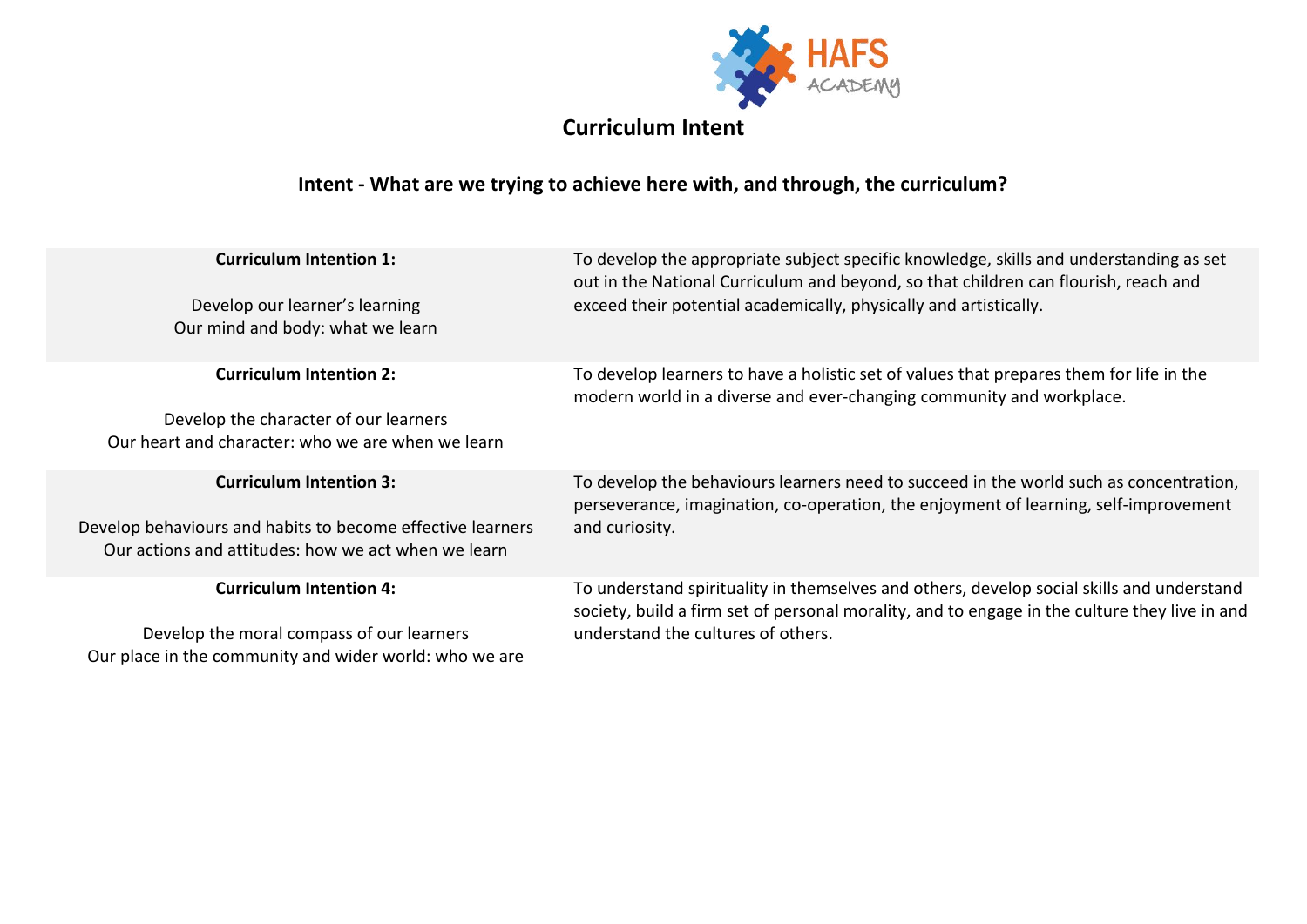HAFS ACADEMY

# Curriculum Intent

## Intent - What are we trying to achieve here with, and through, the curriculum?

| | |
|---|---|
| **Curriculum Intention 1:**<br><br>Develop our learner's learning<br>Our mind and body: what we learn | To develop the appropriate subject specific knowledge, skills and understanding as set out in the National Curriculum and beyond, so that children can flourish, reach and exceed their potential academically, physically and artistically. |
| **Curriculum Intention 2:**<br><br>Develop the character of our learners<br>Our heart and character: who we are when we learn | To develop learners to have a holistic set of values that prepares them for life in the modern world in a diverse and ever-changing community and workplace. |
| **Curriculum Intention 3:**<br><br>Develop behaviours and habits to become effective learners<br>Our actions and attitudes: how we act when we learn | To develop the behaviours learners need to succeed in the world such as concentration, perseverance, imagination, co-operation, the enjoyment of learning, self-improvement and curiosity. |
| **Curriculum Intention 4:**<br><br>Develop the moral compass of our learners<br>Our place in the community and wider world: who we are | To understand spirituality in themselves and others, develop social skills and understand society, build a firm set of personal morality, and to engage in the culture they live in and understand the cultures of others. |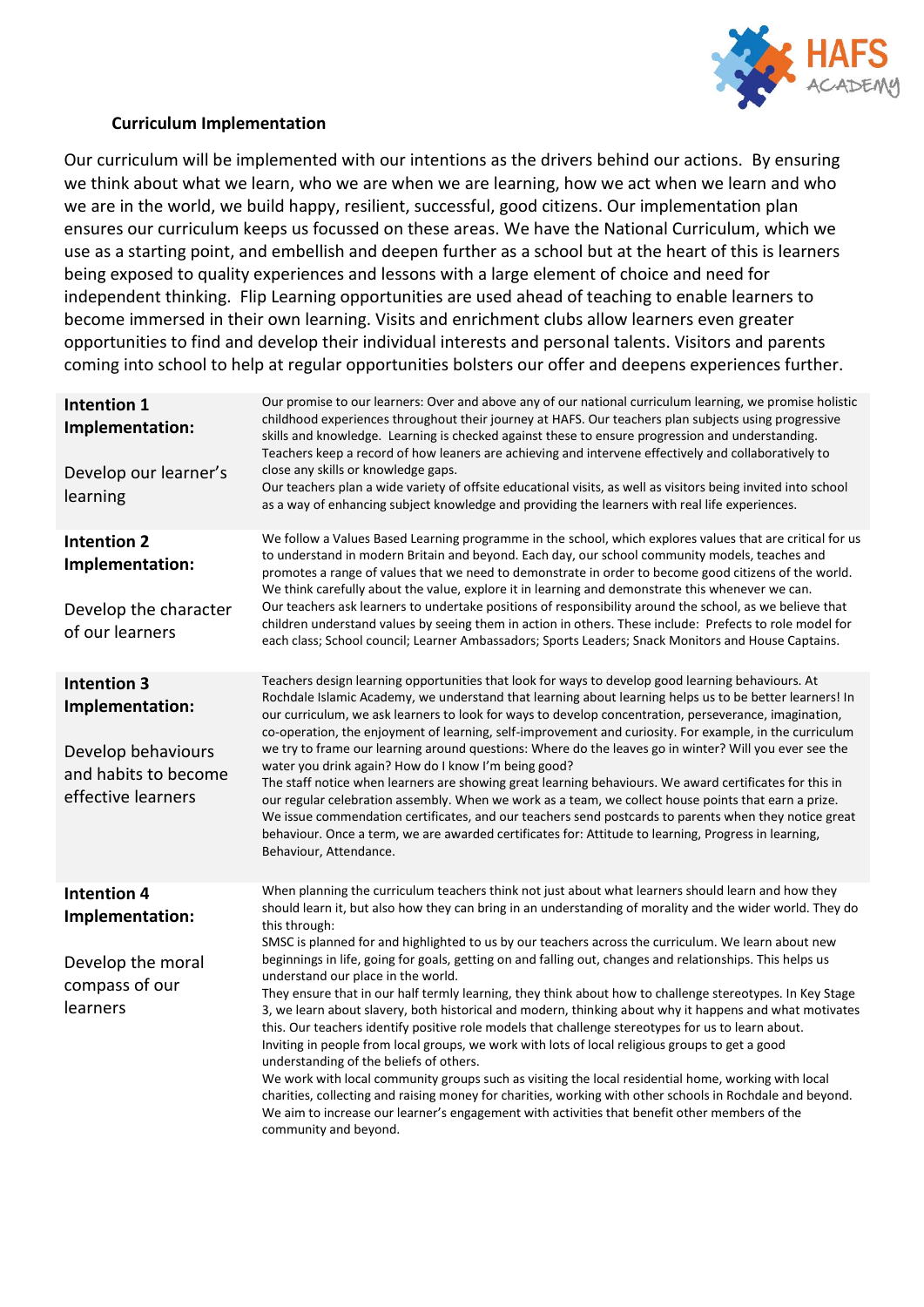### Curriculum Implementation

Our curriculum will be implemented with our intentions as the drivers behind our actions. By ensuring we think about what we learn, who we are when we are learning, how we act when we learn and who we are in the world, we build happy, resilient, successful, good citizens. Our implementation plan ensures our curriculum keeps us focussed on these areas. We have the National Curriculum, which we use as a starting point, and embellish and deepen further as a school but at the heart of this is learners being exposed to quality experiences and lessons with a large element of choice and need for independent thinking. Flip Learning opportunities are used ahead of teaching to enable learners to become immersed in their own learning. Visits and enrichment clubs allow learners even greater opportunities to find and develop their individual interests and personal talents. Visitors and parents coming into school to help at regular opportunities bolsters our offer and deepens experiences further.

| | |
|---|---|
| **Intention 1 Implementation:**<br><br>Develop our learner's learning | Our promise to our learners: Over and above any of our national curriculum learning, we promise holistic childhood experiences throughout their journey at HAFS. Our teachers plan subjects using progressive skills and knowledge. Learning is checked against these to ensure progression and understanding. Teachers keep a record of how leaners are achieving and intervene effectively and collaboratively to close any skills or knowledge gaps.<br>Our teachers plan a wide variety of offsite educational visits, as well as visitors being invited into school as a way of enhancing subject knowledge and providing the learners with real life experiences. |
| **Intention 2 Implementation:**<br><br>Develop the character of our learners | We follow a Values Based Learning programme in the school, which explores values that are critical for us to understand in modern Britain and beyond. Each day, our school community models, teaches and promotes a range of values that we need to demonstrate in order to become good citizens of the world. We think carefully about the value, explore it in learning and demonstrate this whenever we can.<br>Our teachers ask learners to undertake positions of responsibility around the school, as we believe that children understand values by seeing them in action in others. These include: Prefects to role model for each class; School council; Learner Ambassadors; Sports Leaders; Snack Monitors and House Captains. |
| **Intention 3 Implementation:**<br><br>Develop behaviours and habits to become effective learners | Teachers design learning opportunities that look for ways to develop good learning behaviours. At Rochdale Islamic Academy, we understand that learning about learning helps us to be better learners! In our curriculum, we ask learners to look for ways to develop concentration, perseverance, imagination, co-operation, the enjoyment of learning, self-improvement and curiosity. For example, in the curriculum we try to frame our learning around questions: Where do the leaves go in winter? Will you ever see the water you drink again? How do I know I'm being good?<br>The staff notice when learners are showing great learning behaviours. We award certificates for this in our regular celebration assembly. When we work as a team, we collect house points that earn a prize. We issue commendation certificates, and our teachers send postcards to parents when they notice great behaviour. Once a term, we are awarded certificates for: Attitude to learning, Progress in learning, Behaviour, Attendance. |
| **Intention 4 Implementation:**<br><br>Develop the moral compass of our learners | When planning the curriculum teachers think not just about what learners should learn and how they should learn it, but also how they can bring in an understanding of morality and the wider world. They do this through:<br>SMSC is planned for and highlighted to us by our teachers across the curriculum. We learn about new beginnings in life, going for goals, getting on and falling out, changes and relationships. This helps us understand our place in the world.<br>They ensure that in our half termly learning, they think about how to challenge stereotypes. In Key Stage 3, we learn about slavery, both historical and modern, thinking about why it happens and what motivates this. Our teachers identify positive role models that challenge stereotypes for us to learn about.<br>Inviting in people from local groups, we work with lots of local religious groups to get a good understanding of the beliefs of others.<br>We work with local community groups such as visiting the local residential home, working with local charities, collecting and raising money for charities, working with other schools in Rochdale and beyond. We aim to increase our learner's engagement with activities that benefit other members of the community and beyond. |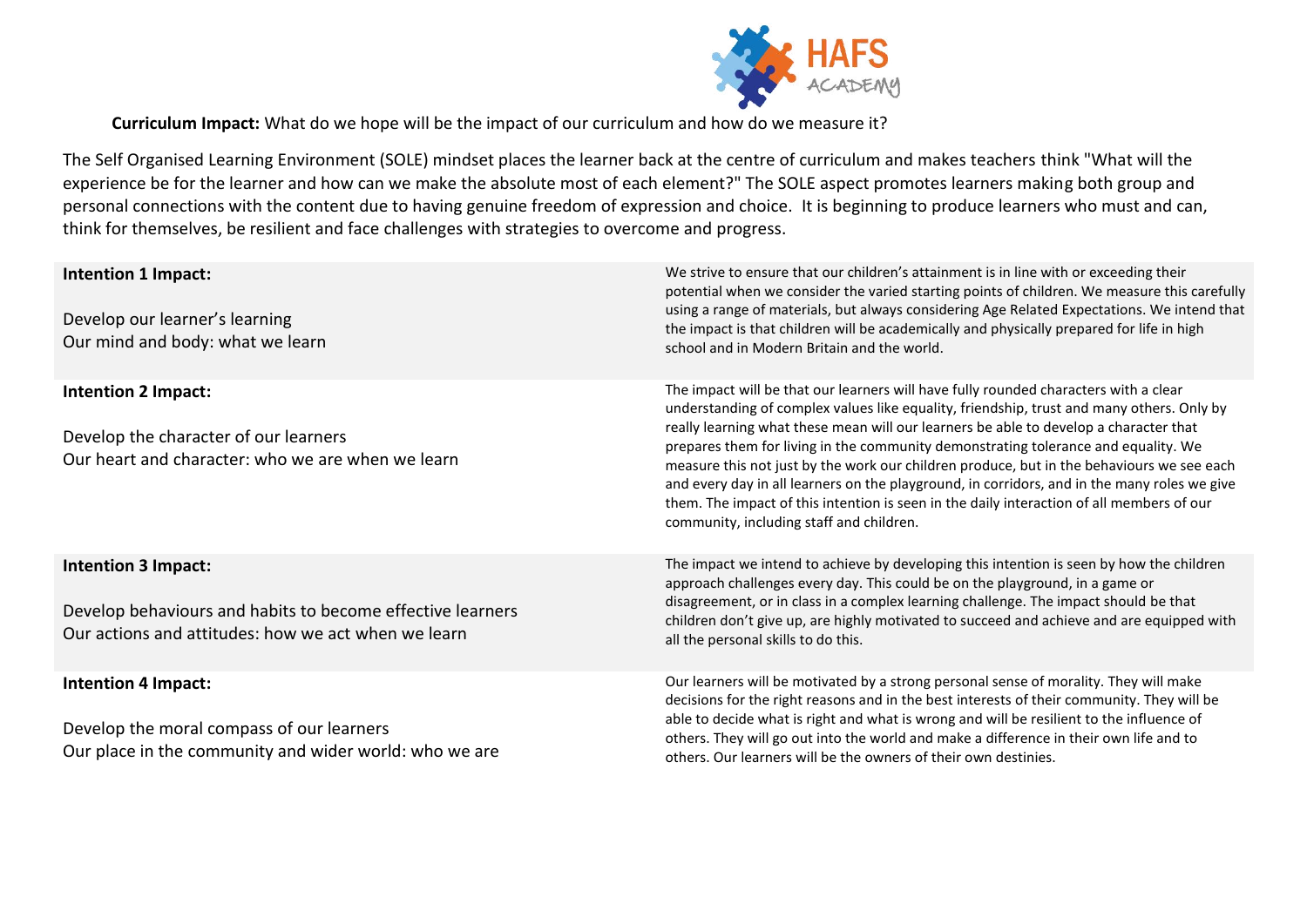**Curriculum Impact:** What do we hope will be the impact of our curriculum and how do we measure it?

The Self Organised Learning Environment (SOLE) mindset places the learner back at the centre of curriculum and makes teachers think "What will the experience be for the learner and how can we make the absolute most of each element?" The SOLE aspect promotes learners making both group and personal connections with the content due to having genuine freedom of expression and choice. It is beginning to produce learners who must and can, think for themselves, be resilient and face challenges with strategies to overcome and progress.

| | |
|---|---|
| **Intention 1 Impact:**<br><br>Develop our learner's learning<br>Our mind and body: what we learn | We strive to ensure that our children's attainment is in line with or exceeding their potential when we consider the varied starting points of children. We measure this carefully using a range of materials, but always considering Age Related Expectations. We intend that the impact is that children will be academically and physically prepared for life in high school and in Modern Britain and the world. |
| **Intention 2 Impact:**<br><br>Develop the character of our learners<br>Our heart and character: who we are when we learn | The impact will be that our learners will have fully rounded characters with a clear understanding of complex values like equality, friendship, trust and many others. Only by really learning what these mean will our learners be able to develop a character that prepares them for living in the community demonstrating tolerance and equality. We measure this not just by the work our children produce, but in the behaviours we see each and every day in all learners on the playground, in corridors, and in the many roles we give them. The impact of this intention is seen in the daily interaction of all members of our community, including staff and children. |
| **Intention 3 Impact:**<br><br>Develop behaviours and habits to become effective learners<br>Our actions and attitudes: how we act when we learn | The impact we intend to achieve by developing this intention is seen by how the children approach challenges every day. This could be on the playground, in a game or disagreement, or in class in a complex learning challenge. The impact should be that children don't give up, are highly motivated to succeed and achieve and are equipped with all the personal skills to do this. |
| **Intention 4 Impact:**<br><br>Develop the moral compass of our learners<br>Our place in the community and wider world: who we are | Our learners will be motivated by a strong personal sense of morality. They will make decisions for the right reasons and in the best interests of their community. They will be able to decide what is right and what is wrong and will be resilient to the influence of others. They will go out into the world and make a difference in their own life and to others. Our learners will be the owners of their own destinies. |